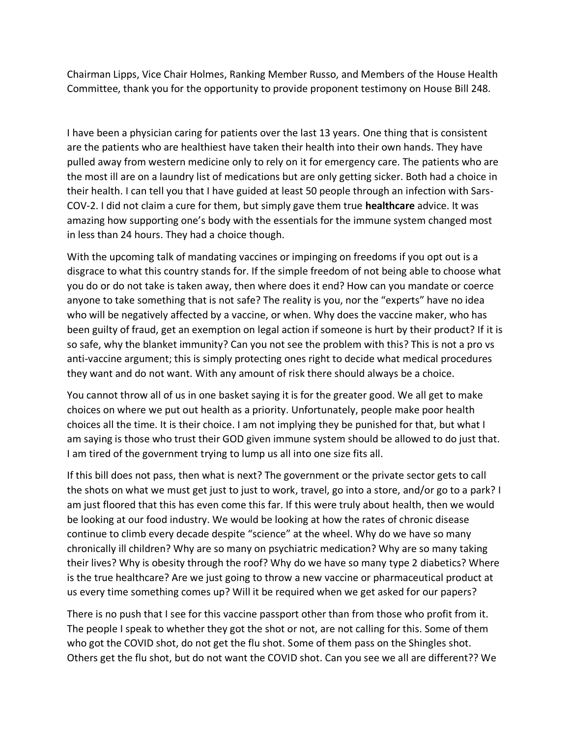Chairman Lipps, Vice Chair Holmes, Ranking Member Russo, and Members of the House Health Committee, thank you for the opportunity to provide proponent testimony on House Bill 248.

I have been a physician caring for patients over the last 13 years. One thing that is consistent are the patients who are healthiest have taken their health into their own hands. They have pulled away from western medicine only to rely on it for emergency care. The patients who are the most ill are on a laundry list of medications but are only getting sicker. Both had a choice in their health. I can tell you that I have guided at least 50 people through an infection with Sars-COV-2. I did not claim a cure for them, but simply gave them true **healthcare** advice. It was amazing how supporting one's body with the essentials for the immune system changed most in less than 24 hours. They had a choice though.

With the upcoming talk of mandating vaccines or impinging on freedoms if you opt out is a disgrace to what this country stands for. If the simple freedom of not being able to choose what you do or do not take is taken away, then where does it end? How can you mandate or coerce anyone to take something that is not safe? The reality is you, nor the "experts" have no idea who will be negatively affected by a vaccine, or when. Why does the vaccine maker, who has been guilty of fraud, get an exemption on legal action if someone is hurt by their product? If it is so safe, why the blanket immunity? Can you not see the problem with this? This is not a pro vs anti-vaccine argument; this is simply protecting ones right to decide what medical procedures they want and do not want. With any amount of risk there should always be a choice.

You cannot throw all of us in one basket saying it is for the greater good. We all get to make choices on where we put out health as a priority. Unfortunately, people make poor health choices all the time. It is their choice. I am not implying they be punished for that, but what I am saying is those who trust their GOD given immune system should be allowed to do just that. I am tired of the government trying to lump us all into one size fits all.

If this bill does not pass, then what is next? The government or the private sector gets to call the shots on what we must get just to just to work, travel, go into a store, and/or go to a park? I am just floored that this has even come this far. If this were truly about health, then we would be looking at our food industry. We would be looking at how the rates of chronic disease continue to climb every decade despite "science" at the wheel. Why do we have so many chronically ill children? Why are so many on psychiatric medication? Why are so many taking their lives? Why is obesity through the roof? Why do we have so many type 2 diabetics? Where is the true healthcare? Are we just going to throw a new vaccine or pharmaceutical product at us every time something comes up? Will it be required when we get asked for our papers?

There is no push that I see for this vaccine passport other than from those who profit from it. The people I speak to whether they got the shot or not, are not calling for this. Some of them who got the COVID shot, do not get the flu shot. Some of them pass on the Shingles shot. Others get the flu shot, but do not want the COVID shot. Can you see we all are different?? We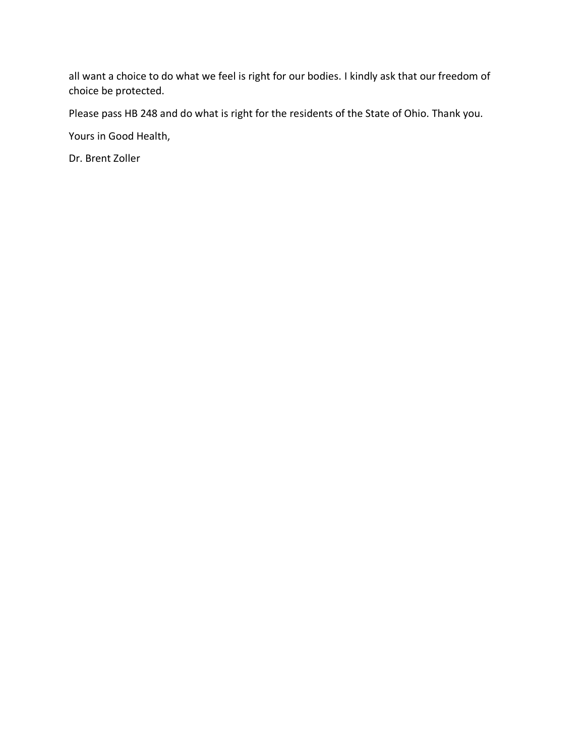all want a choice to do what we feel is right for our bodies. I kindly ask that our freedom of choice be protected.

Please pass HB 248 and do what is right for the residents of the State of Ohio. Thank you.

Yours in Good Health,

Dr. Brent Zoller